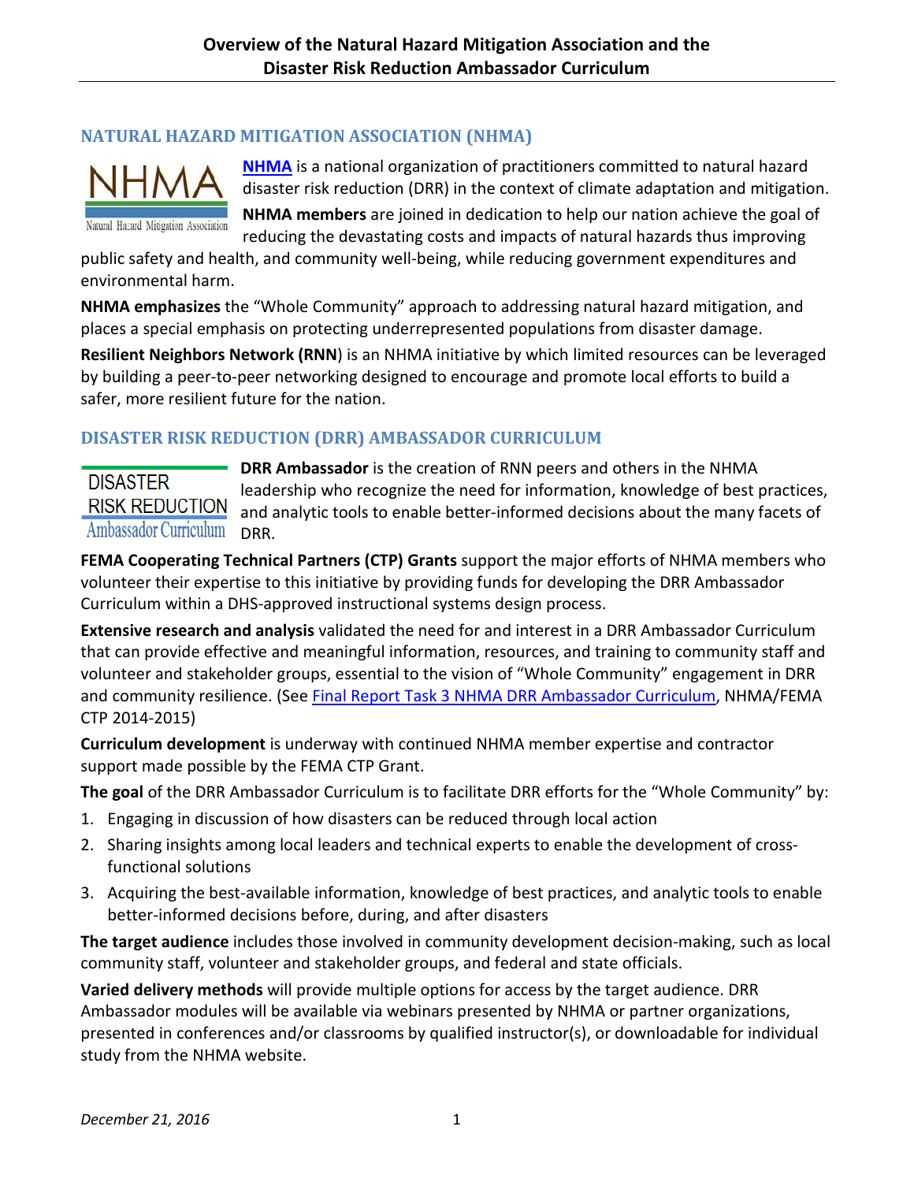# Overview of the Natural Hazard Mitigation Association and the Disaster Risk Reduction Ambassador Curriculum

## NATURAL HAZARD MITIGATION ASSOCIATION (NHMA)

**NHMA** is a national organization of practitioners committed to natural hazard disaster risk reduction (DRR) in the context of climate adaptation and mitigation.

**NHMA members** are joined in dedication to help our nation achieve the goal of reducing the devastating costs and impacts of natural hazards thus improving public safety and health, and community well-being, while reducing government expenditures and environmental harm.

**NHMA emphasizes** the "Whole Community" approach to addressing natural hazard mitigation, and places a special emphasis on protecting underrepresented populations from disaster damage.

**Resilient Neighbors Network (RNN**) is an NHMA initiative by which limited resources can be leveraged by building a peer-to-peer networking designed to encourage and promote local efforts to build a safer, more resilient future for the nation.

## DISASTER RISK REDUCTION (DRR) AMBASSADOR CURRICULUM

**DRR Ambassador** is the creation of RNN peers and others in the NHMA leadership who recognize the need for information, knowledge of best practices, and analytic tools to enable better-informed decisions about the many facets of DRR.

**FEMA Cooperating Technical Partners (CTP) Grants** support the major efforts of NHMA members who volunteer their expertise to this initiative by providing funds for developing the DRR Ambassador Curriculum within a DHS-approved instructional systems design process.

**Extensive research and analysis** validated the need for and interest in a DRR Ambassador Curriculum that can provide effective and meaningful information, resources, and training to community staff and volunteer and stakeholder groups, essential to the vision of "Whole Community" engagement in DRR and community resilience. (See Final Report Task 3 NHMA DRR Ambassador Curriculum, NHMA/FEMA CTP 2014-2015)

**Curriculum development** is underway with continued NHMA member expertise and contractor support made possible by the FEMA CTP Grant.

**The goal** of the DRR Ambassador Curriculum is to facilitate DRR efforts for the "Whole Community" by:

1. Engaging in discussion of how disasters can be reduced through local action
2. Sharing insights among local leaders and technical experts to enable the development of cross-functional solutions
3. Acquiring the best-available information, knowledge of best practices, and analytic tools to enable better-informed decisions before, during, and after disasters

**The target audience** includes those involved in community development decision-making, such as local community staff, volunteer and stakeholder groups, and federal and state officials.

**Varied delivery methods** will provide multiple options for access by the target audience. DRR Ambassador modules will be available via webinars presented by NHMA or partner organizations, presented in conferences and/or classrooms by qualified instructor(s), or downloadable for individual study from the NHMA website.

*December 21, 2016*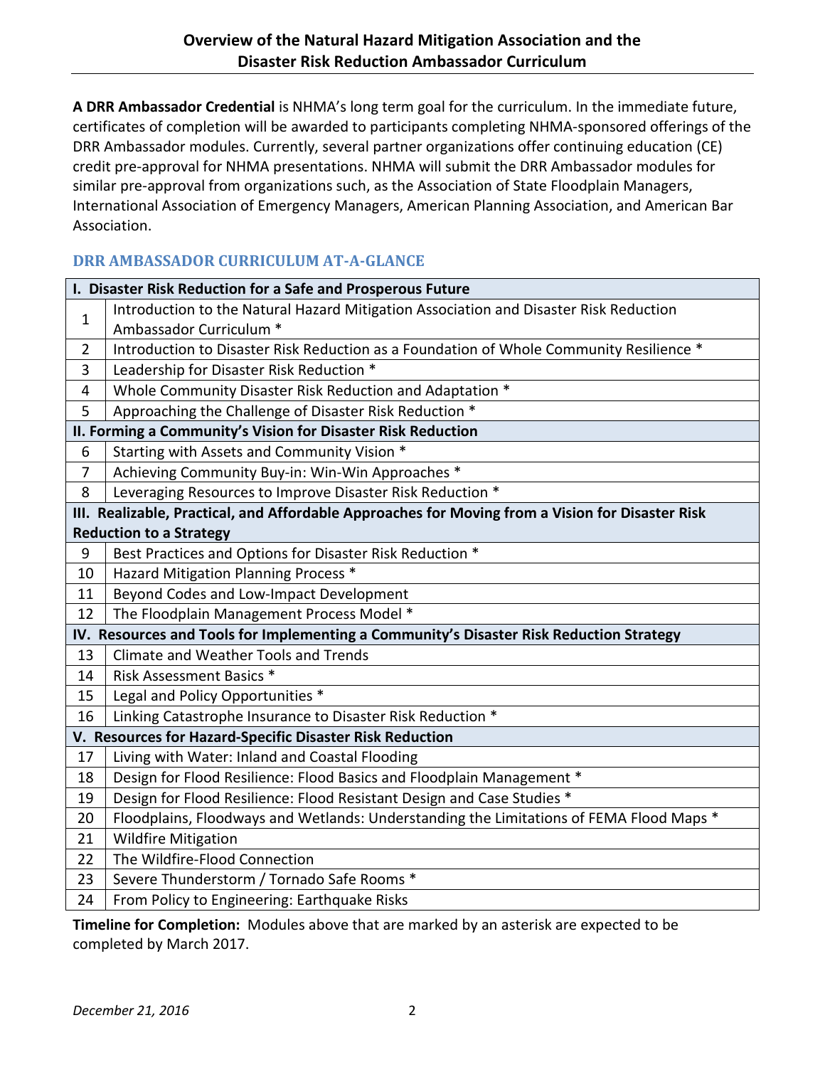**A DRR Ambassador Credential** is NHMA's long term goal for the curriculum. In the immediate future, certificates of completion will be awarded to participants completing NHMA-sponsored offerings of the DRR Ambassador modules. Currently, several partner organizations offer continuing education (CE) credit pre-approval for NHMA presentations. NHMA will submit the DRR Ambassador modules for similar pre-approval from organizations such, as the Association of State Floodplain Managers, International Association of Emergency Managers, American Planning Association, and American Bar Association.

## DRR AMBASSADOR CURRICULUM AT-A-GLANCE

| | |
|---|---|
| **I. Disaster Risk Reduction for a Safe and Prosperous Future** | |
| 1 | Introduction to the Natural Hazard Mitigation Association and Disaster Risk Reduction Ambassador Curriculum * |
| 2 | Introduction to Disaster Risk Reduction as a Foundation of Whole Community Resilience * |
| 3 | Leadership for Disaster Risk Reduction * |
| 4 | Whole Community Disaster Risk Reduction and Adaptation * |
| 5 | Approaching the Challenge of Disaster Risk Reduction * |
| **II. Forming a Community's Vision for Disaster Risk Reduction** | |
| 6 | Starting with Assets and Community Vision * |
| 7 | Achieving Community Buy-in: Win-Win Approaches * |
| 8 | Leveraging Resources to Improve Disaster Risk Reduction * |
| **III. Realizable, Practical, and Affordable Approaches for Moving from a Vision for Disaster Risk Reduction to a Strategy** | |
| 9 | Best Practices and Options for Disaster Risk Reduction * |
| 10 | Hazard Mitigation Planning Process * |
| 11 | Beyond Codes and Low-Impact Development |
| 12 | The Floodplain Management Process Model * |
| **IV. Resources and Tools for Implementing a Community's Disaster Risk Reduction Strategy** | |
| 13 | Climate and Weather Tools and Trends |
| 14 | Risk Assessment Basics * |
| 15 | Legal and Policy Opportunities * |
| 16 | Linking Catastrophe Insurance to Disaster Risk Reduction * |
| **V. Resources for Hazard-Specific Disaster Risk Reduction** | |
| 17 | Living with Water: Inland and Coastal Flooding |
| 18 | Design for Flood Resilience: Flood Basics and Floodplain Management * |
| 19 | Design for Flood Resilience: Flood Resistant Design and Case Studies * |
| 20 | Floodplains, Floodways and Wetlands: Understanding the Limitations of FEMA Flood Maps * |
| 21 | Wildfire Mitigation |
| 22 | The Wildfire-Flood Connection |
| 23 | Severe Thunderstorm / Tornado Safe Rooms * |
| 24 | From Policy to Engineering: Earthquake Risks |

**Timeline for Completion:** Modules above that are marked by an asterisk are expected to be completed by March 2017.